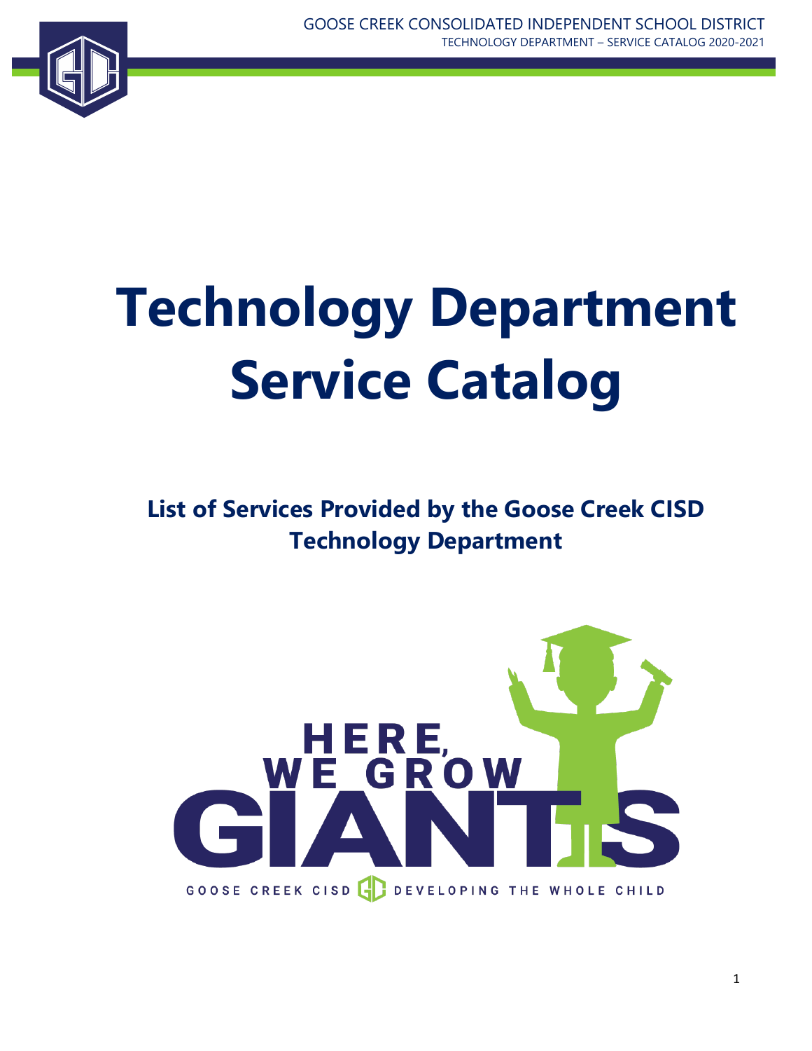# Technology Department Service Catalog

## List of Services Provided by the Goose Creek CISD Technology Department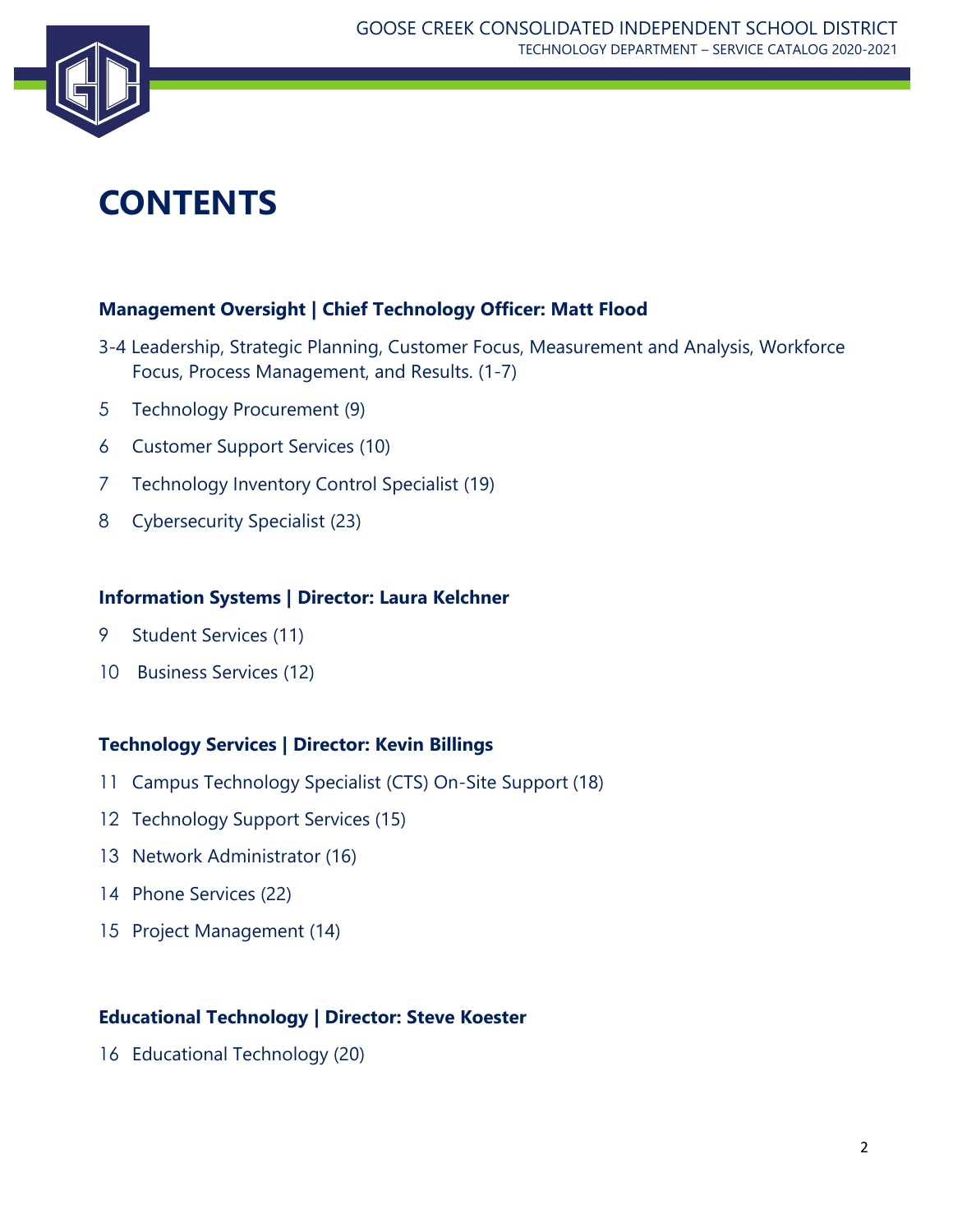# CONTENTS

**Management Oversight | Chief Technology Officer: Matt Flood**

3-4 Leadership, Strategic Planning, Customer Focus, Measurement and Analysis, Workforce Focus, Process Management, and Results. (1-7)

5 Technology Procurement (9)

6 Customer Support Services (10)

7 Technology Inventory Control Specialist (19)

8 Cybersecurity Specialist (23)

**Information Systems | Director: Laura Kelchner**

9 Student Services (11)

10 Business Services (12)

**Technology Services | Director: Kevin Billings**

11 Campus Technology Specialist (CTS) On-Site Support (18)

12 Technology Support Services (15)

13 Network Administrator (16)

14 Phone Services (22)

15 Project Management (14)

**Educational Technology | Director: Steve Koester**

16 Educational Technology (20)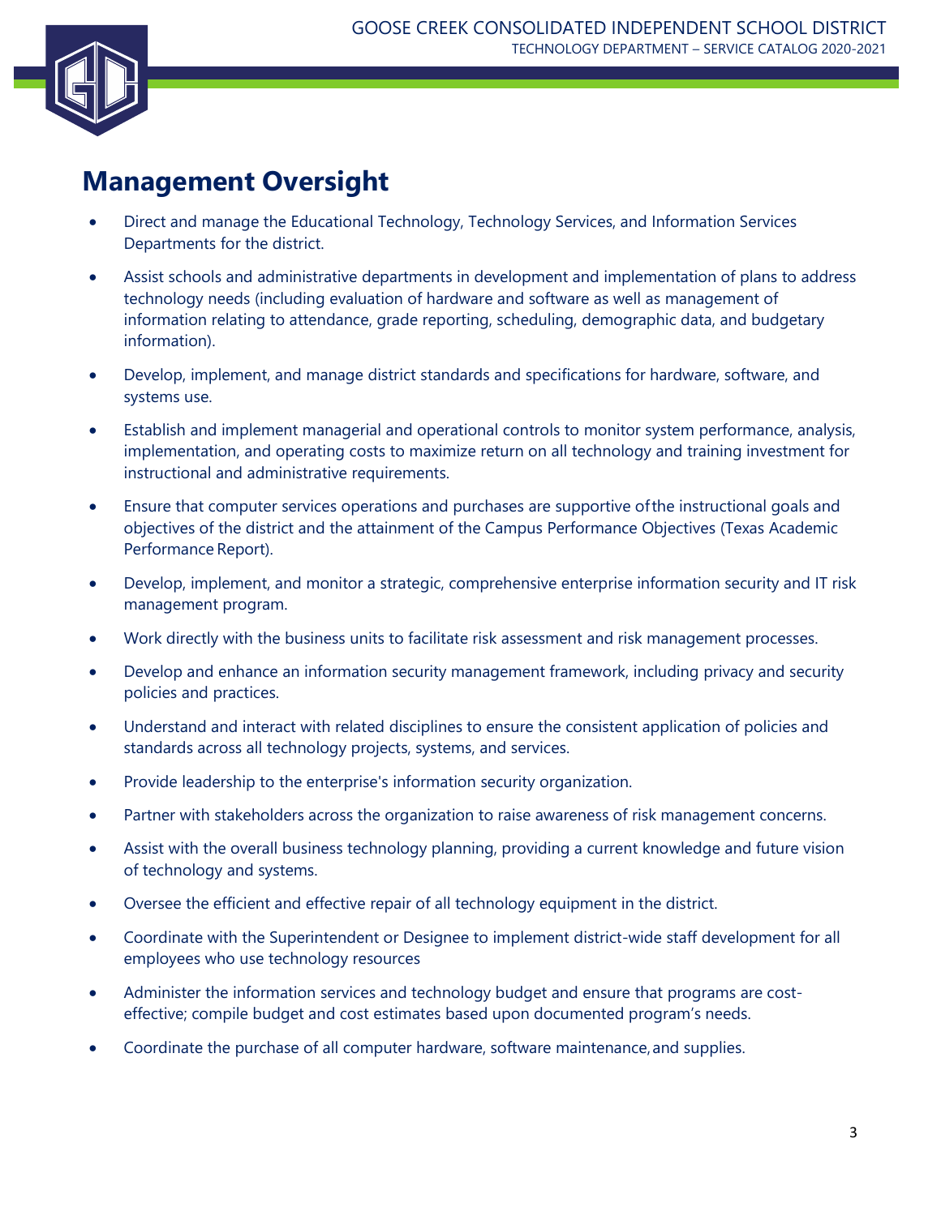# Management Oversight

- Direct and manage the Educational Technology, Technology Services, and Information Services Departments for the district.
- Assist schools and administrative departments in development and implementation of plans to address technology needs (including evaluation of hardware and software as well as management of information relating to attendance, grade reporting, scheduling, demographic data, and budgetary information).
- Develop, implement, and manage district standards and specifications for hardware, software, and systems use.
- Establish and implement managerial and operational controls to monitor system performance, analysis, implementation, and operating costs to maximize return on all technology and training investment for instructional and administrative requirements.
- Ensure that computer services operations and purchases are supportive of the instructional goals and objectives of the district and the attainment of the Campus Performance Objectives (Texas Academic Performance Report).
- Develop, implement, and monitor a strategic, comprehensive enterprise information security and IT risk management program.
- Work directly with the business units to facilitate risk assessment and risk management processes.
- Develop and enhance an information security management framework, including privacy and security policies and practices.
- Understand and interact with related disciplines to ensure the consistent application of policies and standards across all technology projects, systems, and services.
- Provide leadership to the enterprise's information security organization.
- Partner with stakeholders across the organization to raise awareness of risk management concerns.
- Assist with the overall business technology planning, providing a current knowledge and future vision of technology and systems.
- Oversee the efficient and effective repair of all technology equipment in the district.
- Coordinate with the Superintendent or Designee to implement district-wide staff development for all employees who use technology resources
- Administer the information services and technology budget and ensure that programs are cost-effective; compile budget and cost estimates based upon documented program's needs.
- Coordinate the purchase of all computer hardware, software maintenance, and supplies.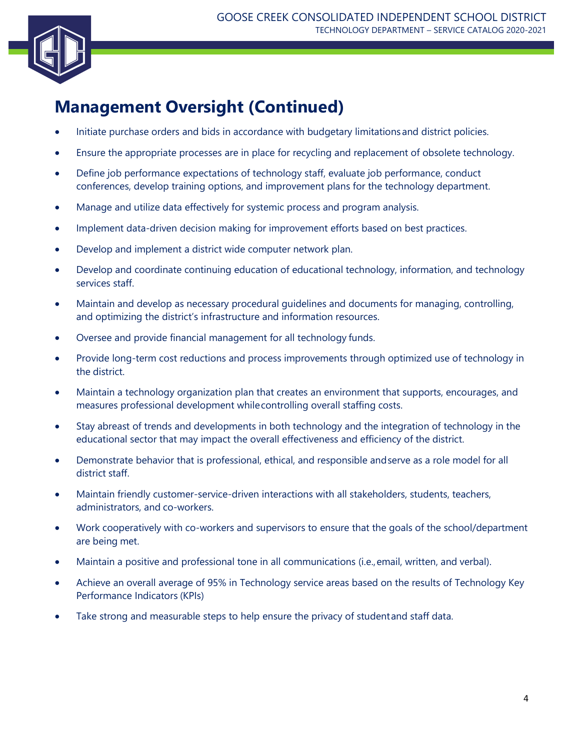## Management Oversight (Continued)

- Initiate purchase orders and bids in accordance with budgetary limitations and district policies.
- Ensure the appropriate processes are in place for recycling and replacement of obsolete technology.
- Define job performance expectations of technology staff, evaluate job performance, conduct conferences, develop training options, and improvement plans for the technology department.
- Manage and utilize data effectively for systemic process and program analysis.
- Implement data-driven decision making for improvement efforts based on best practices.
- Develop and implement a district wide computer network plan.
- Develop and coordinate continuing education of educational technology, information, and technology services staff.
- Maintain and develop as necessary procedural guidelines and documents for managing, controlling, and optimizing the district's infrastructure and information resources.
- Oversee and provide financial management for all technology funds.
- Provide long-term cost reductions and process improvements through optimized use of technology in the district.
- Maintain a technology organization plan that creates an environment that supports, encourages, and measures professional development while controlling overall staffing costs.
- Stay abreast of trends and developments in both technology and the integration of technology in the educational sector that may impact the overall effectiveness and efficiency of the district.
- Demonstrate behavior that is professional, ethical, and responsible and serve as a role model for all district staff.
- Maintain friendly customer-service-driven interactions with all stakeholders, students, teachers, administrators, and co-workers.
- Work cooperatively with co-workers and supervisors to ensure that the goals of the school/department are being met.
- Maintain a positive and professional tone in all communications (i.e., email, written, and verbal).
- Achieve an overall average of 95% in Technology service areas based on the results of Technology Key Performance Indicators (KPIs)
- Take strong and measurable steps to help ensure the privacy of student and staff data.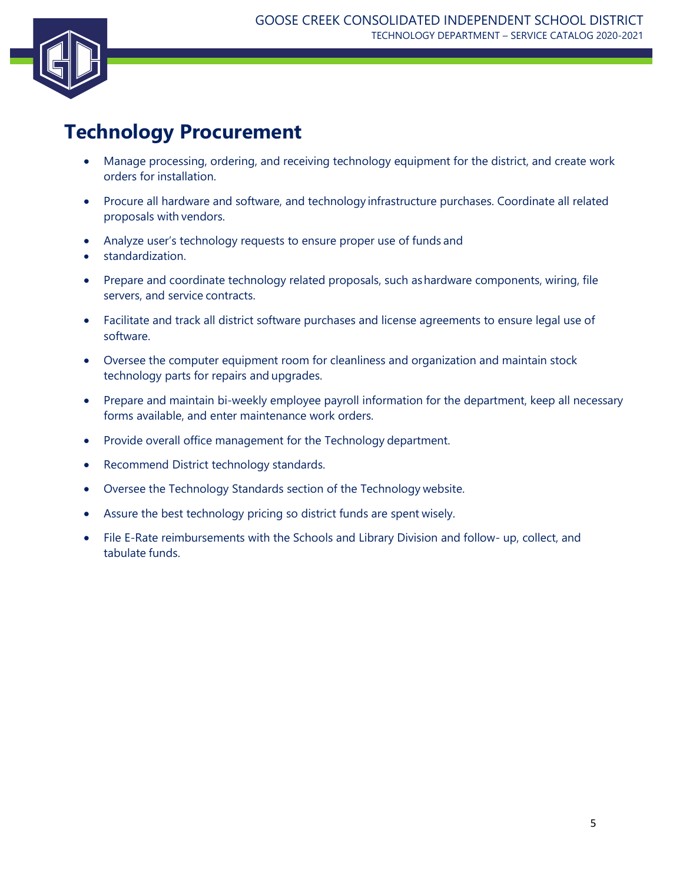## Technology Procurement

- Manage processing, ordering, and receiving technology equipment for the district, and create work orders for installation.
- Procure all hardware and software, and technology infrastructure purchases. Coordinate all related proposals with vendors.
- Analyze user's technology requests to ensure proper use of funds and
- standardization.
- Prepare and coordinate technology related proposals, such as hardware components, wiring, file servers, and service contracts.
- Facilitate and track all district software purchases and license agreements to ensure legal use of software.
- Oversee the computer equipment room for cleanliness and organization and maintain stock technology parts for repairs and upgrades.
- Prepare and maintain bi-weekly employee payroll information for the department, keep all necessary forms available, and enter maintenance work orders.
- Provide overall office management for the Technology department.
- Recommend District technology standards.
- Oversee the Technology Standards section of the Technology website.
- Assure the best technology pricing so district funds are spent wisely.
- File E-Rate reimbursements with the Schools and Library Division and follow- up, collect, and tabulate funds.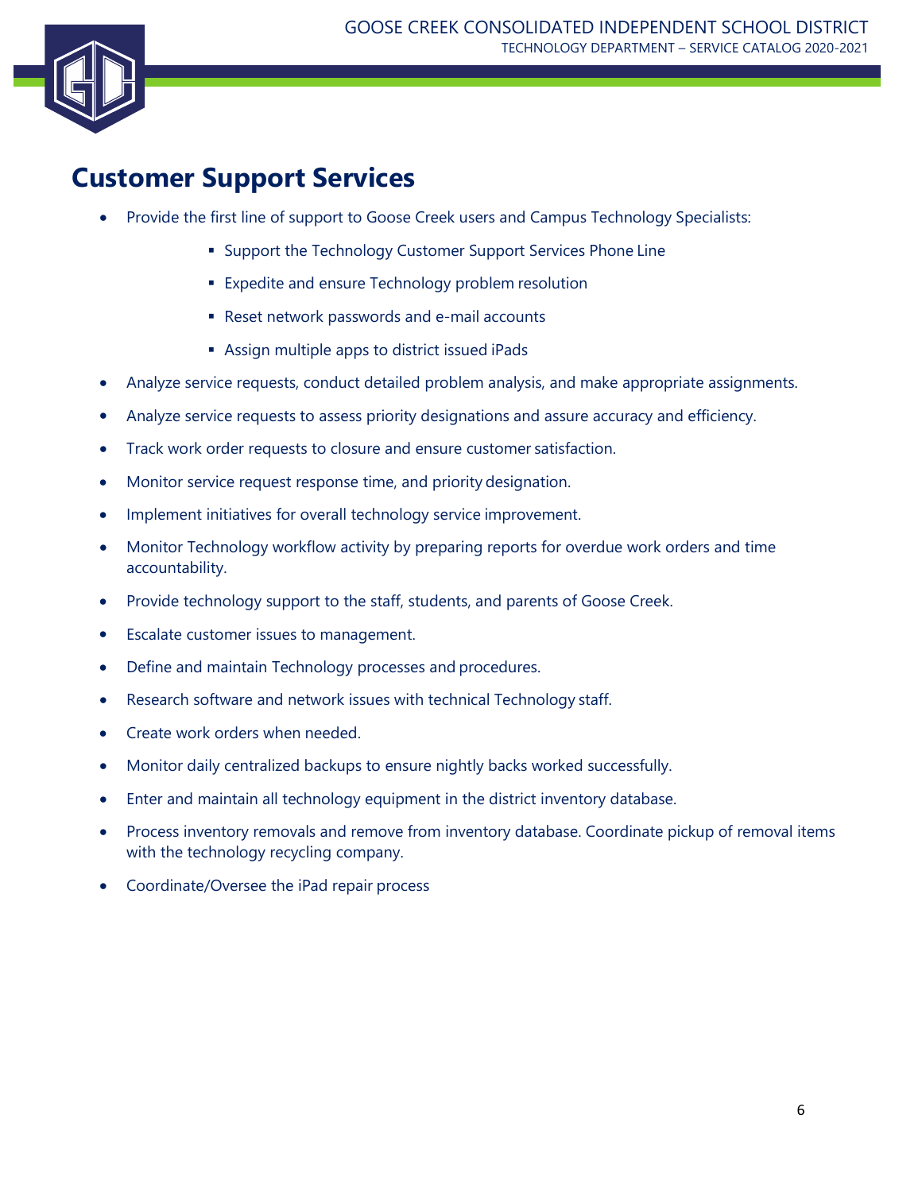# Customer Support Services

- Provide the first line of support to Goose Creek users and Campus Technology Specialists:
  - Support the Technology Customer Support Services Phone Line
  - Expedite and ensure Technology problem resolution
  - Reset network passwords and e-mail accounts
  - Assign multiple apps to district issued iPads
- Analyze service requests, conduct detailed problem analysis, and make appropriate assignments.
- Analyze service requests to assess priority designations and assure accuracy and efficiency.
- Track work order requests to closure and ensure customer satisfaction.
- Monitor service request response time, and priority designation.
- Implement initiatives for overall technology service improvement.
- Monitor Technology workflow activity by preparing reports for overdue work orders and time accountability.
- Provide technology support to the staff, students, and parents of Goose Creek.
- Escalate customer issues to management.
- Define and maintain Technology processes and procedures.
- Research software and network issues with technical Technology staff.
- Create work orders when needed.
- Monitor daily centralized backups to ensure nightly backs worked successfully.
- Enter and maintain all technology equipment in the district inventory database.
- Process inventory removals and remove from inventory database. Coordinate pickup of removal items with the technology recycling company.
- Coordinate/Oversee the iPad repair process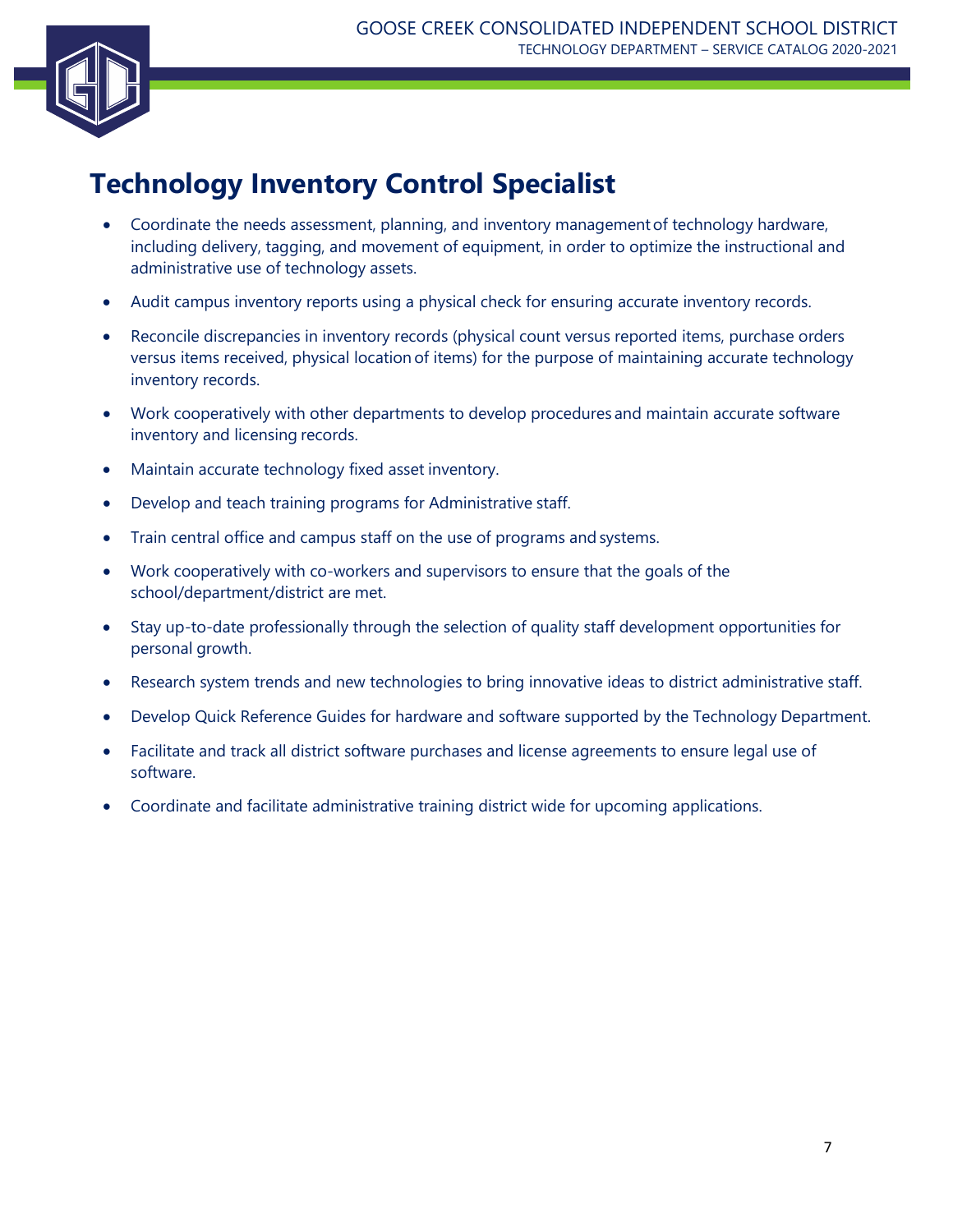# Technology Inventory Control Specialist

- Coordinate the needs assessment, planning, and inventory management of technology hardware, including delivery, tagging, and movement of equipment, in order to optimize the instructional and administrative use of technology assets.
- Audit campus inventory reports using a physical check for ensuring accurate inventory records.
- Reconcile discrepancies in inventory records (physical count versus reported items, purchase orders versus items received, physical location of items) for the purpose of maintaining accurate technology inventory records.
- Work cooperatively with other departments to develop procedures and maintain accurate software inventory and licensing records.
- Maintain accurate technology fixed asset inventory.
- Develop and teach training programs for Administrative staff.
- Train central office and campus staff on the use of programs and systems.
- Work cooperatively with co-workers and supervisors to ensure that the goals of the school/department/district are met.
- Stay up-to-date professionally through the selection of quality staff development opportunities for personal growth.
- Research system trends and new technologies to bring innovative ideas to district administrative staff.
- Develop Quick Reference Guides for hardware and software supported by the Technology Department.
- Facilitate and track all district software purchases and license agreements to ensure legal use of software.
- Coordinate and facilitate administrative training district wide for upcoming applications.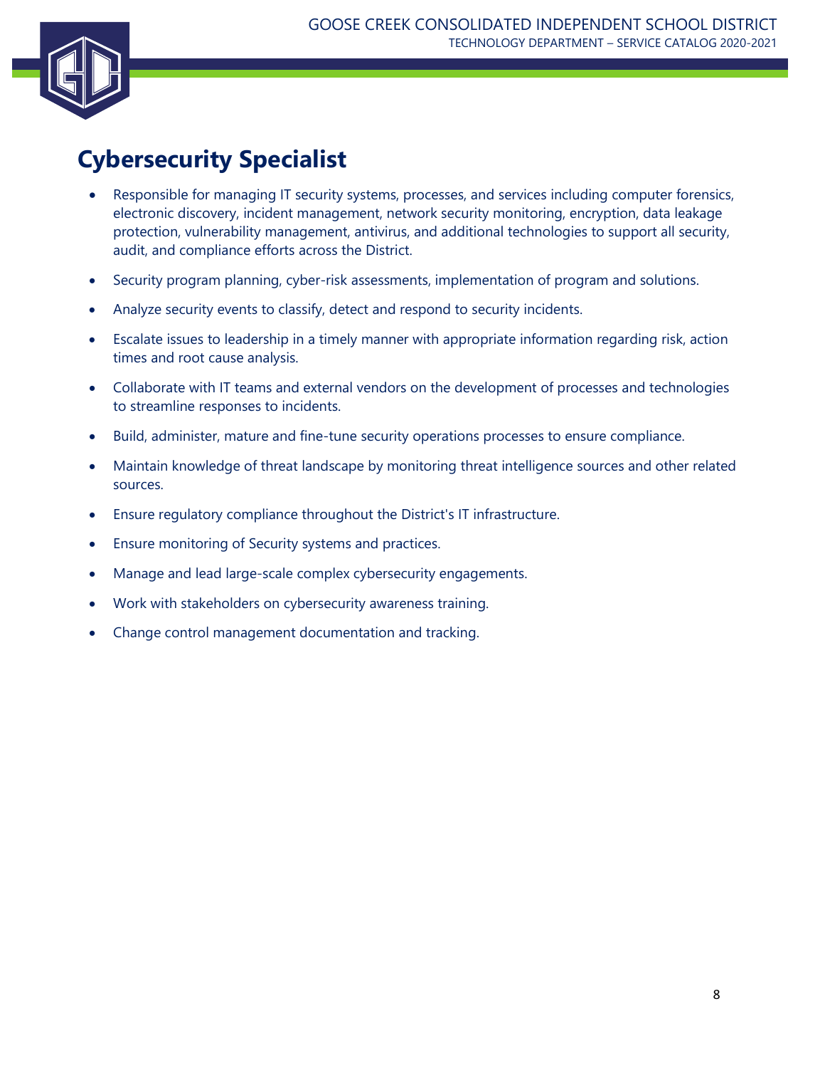# Cybersecurity Specialist

- Responsible for managing IT security systems, processes, and services including computer forensics, electronic discovery, incident management, network security monitoring, encryption, data leakage protection, vulnerability management, antivirus, and additional technologies to support all security, audit, and compliance efforts across the District.
- Security program planning, cyber-risk assessments, implementation of program and solutions.
- Analyze security events to classify, detect and respond to security incidents.
- Escalate issues to leadership in a timely manner with appropriate information regarding risk, action times and root cause analysis.
- Collaborate with IT teams and external vendors on the development of processes and technologies to streamline responses to incidents.
- Build, administer, mature and fine-tune security operations processes to ensure compliance.
- Maintain knowledge of threat landscape by monitoring threat intelligence sources and other related sources.
- Ensure regulatory compliance throughout the District's IT infrastructure.
- Ensure monitoring of Security systems and practices.
- Manage and lead large-scale complex cybersecurity engagements.
- Work with stakeholders on cybersecurity awareness training.
- Change control management documentation and tracking.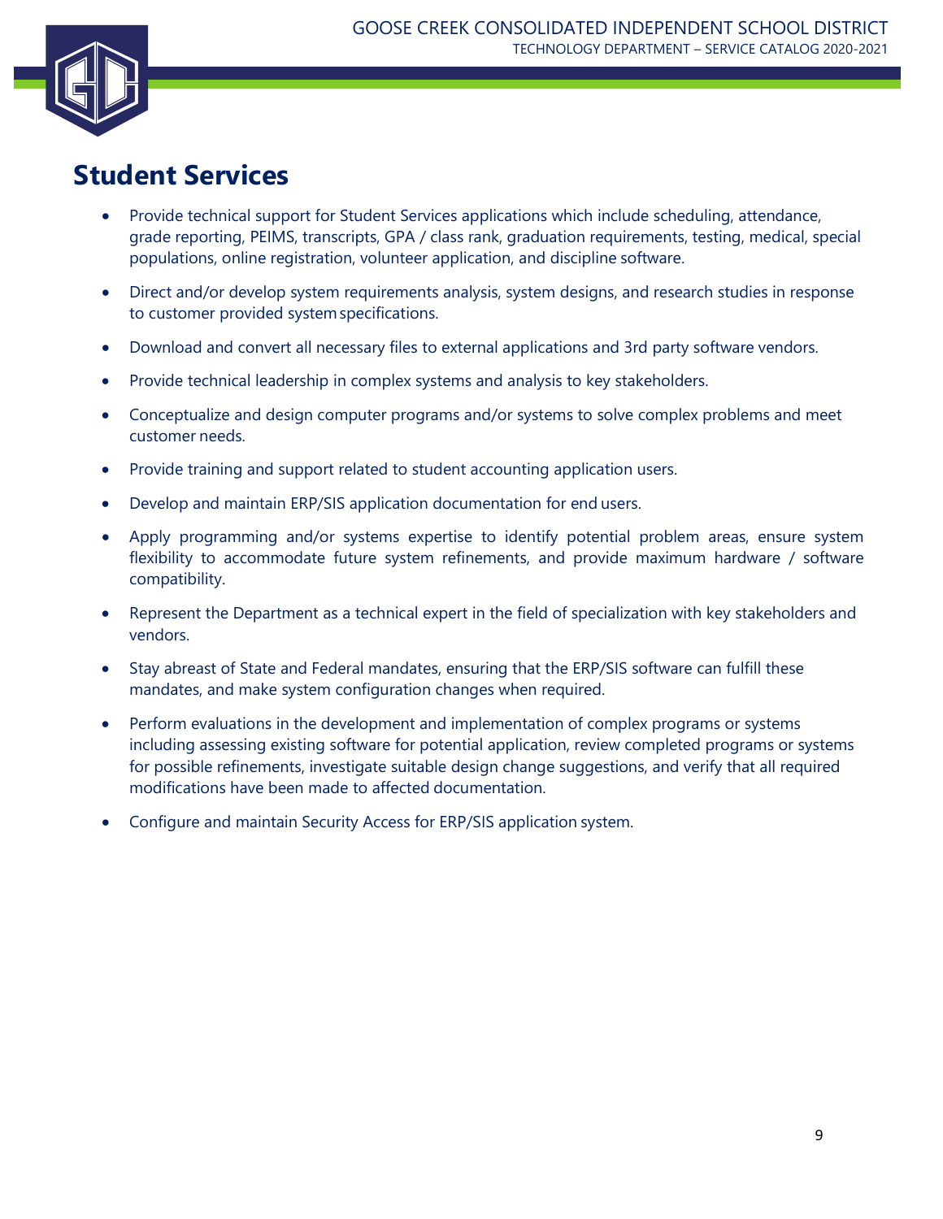# Student Services

- Provide technical support for Student Services applications which include scheduling, attendance, grade reporting, PEIMS, transcripts, GPA / class rank, graduation requirements, testing, medical, special populations, online registration, volunteer application, and discipline software.
- Direct and/or develop system requirements analysis, system designs, and research studies in response to customer provided system specifications.
- Download and convert all necessary files to external applications and 3rd party software vendors.
- Provide technical leadership in complex systems and analysis to key stakeholders.
- Conceptualize and design computer programs and/or systems to solve complex problems and meet customer needs.
- Provide training and support related to student accounting application users.
- Develop and maintain ERP/SIS application documentation for end users.
- Apply programming and/or systems expertise to identify potential problem areas, ensure system flexibility to accommodate future system refinements, and provide maximum hardware / software compatibility.
- Represent the Department as a technical expert in the field of specialization with key stakeholders and vendors.
- Stay abreast of State and Federal mandates, ensuring that the ERP/SIS software can fulfill these mandates, and make system configuration changes when required.
- Perform evaluations in the development and implementation of complex programs or systems including assessing existing software for potential application, review completed programs or systems for possible refinements, investigate suitable design change suggestions, and verify that all required modifications have been made to affected documentation.
- Configure and maintain Security Access for ERP/SIS application system.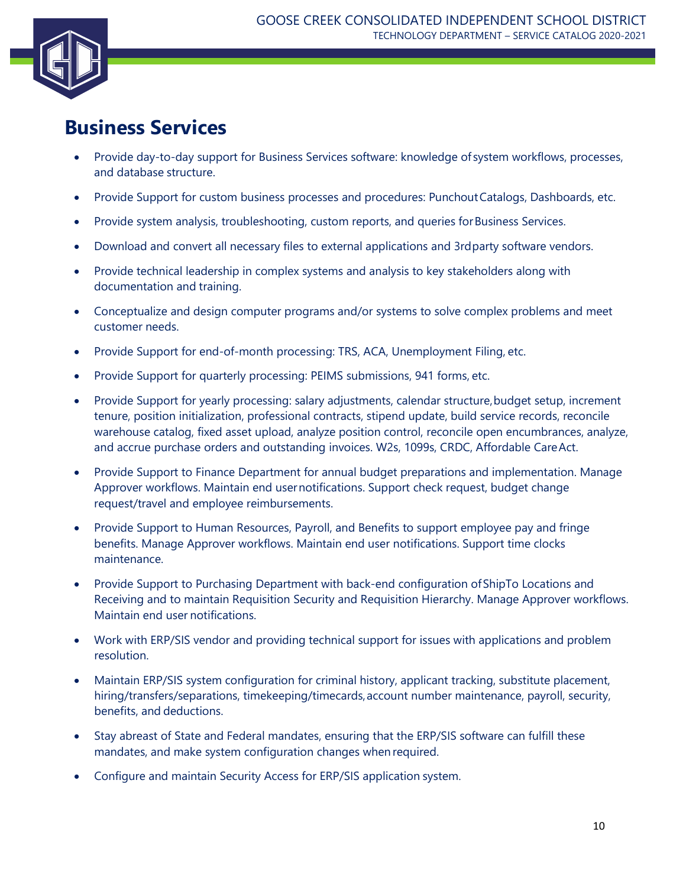# Business Services

- Provide day-to-day support for Business Services software: knowledge of system workflows, processes, and database structure.
- Provide Support for custom business processes and procedures: Punchout Catalogs, Dashboards, etc.
- Provide system analysis, troubleshooting, custom reports, and queries for Business Services.
- Download and convert all necessary files to external applications and 3rd party software vendors.
- Provide technical leadership in complex systems and analysis to key stakeholders along with documentation and training.
- Conceptualize and design computer programs and/or systems to solve complex problems and meet customer needs.
- Provide Support for end-of-month processing: TRS, ACA, Unemployment Filing, etc.
- Provide Support for quarterly processing: PEIMS submissions, 941 forms, etc.
- Provide Support for yearly processing: salary adjustments, calendar structure, budget setup, increment tenure, position initialization, professional contracts, stipend update, build service records, reconcile warehouse catalog, fixed asset upload, analyze position control, reconcile open encumbrances, analyze, and accrue purchase orders and outstanding invoices. W2s, 1099s, CRDC, Affordable Care Act.
- Provide Support to Finance Department for annual budget preparations and implementation. Manage Approver workflows. Maintain end user notifications. Support check request, budget change request/travel and employee reimbursements.
- Provide Support to Human Resources, Payroll, and Benefits to support employee pay and fringe benefits. Manage Approver workflows. Maintain end user notifications. Support time clocks maintenance.
- Provide Support to Purchasing Department with back-end configuration of ShipTo Locations and Receiving and to maintain Requisition Security and Requisition Hierarchy. Manage Approver workflows. Maintain end user notifications.
- Work with ERP/SIS vendor and providing technical support for issues with applications and problem resolution.
- Maintain ERP/SIS system configuration for criminal history, applicant tracking, substitute placement, hiring/transfers/separations, timekeeping/timecards, account number maintenance, payroll, security, benefits, and deductions.
- Stay abreast of State and Federal mandates, ensuring that the ERP/SIS software can fulfill these mandates, and make system configuration changes when required.
- Configure and maintain Security Access for ERP/SIS application system.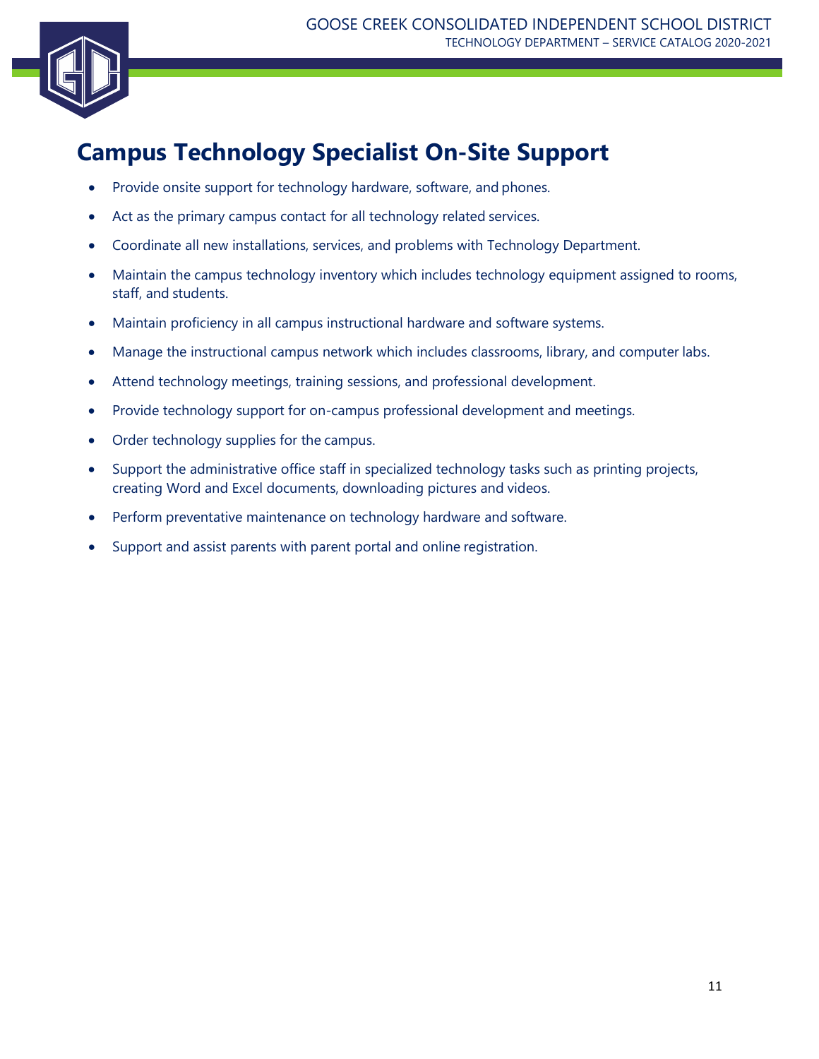# Campus Technology Specialist On-Site Support

- Provide onsite support for technology hardware, software, and phones.
- Act as the primary campus contact for all technology related services.
- Coordinate all new installations, services, and problems with Technology Department.
- Maintain the campus technology inventory which includes technology equipment assigned to rooms, staff, and students.
- Maintain proficiency in all campus instructional hardware and software systems.
- Manage the instructional campus network which includes classrooms, library, and computer labs.
- Attend technology meetings, training sessions, and professional development.
- Provide technology support for on-campus professional development and meetings.
- Order technology supplies for the campus.
- Support the administrative office staff in specialized technology tasks such as printing projects, creating Word and Excel documents, downloading pictures and videos.
- Perform preventative maintenance on technology hardware and software.
- Support and assist parents with parent portal and online registration.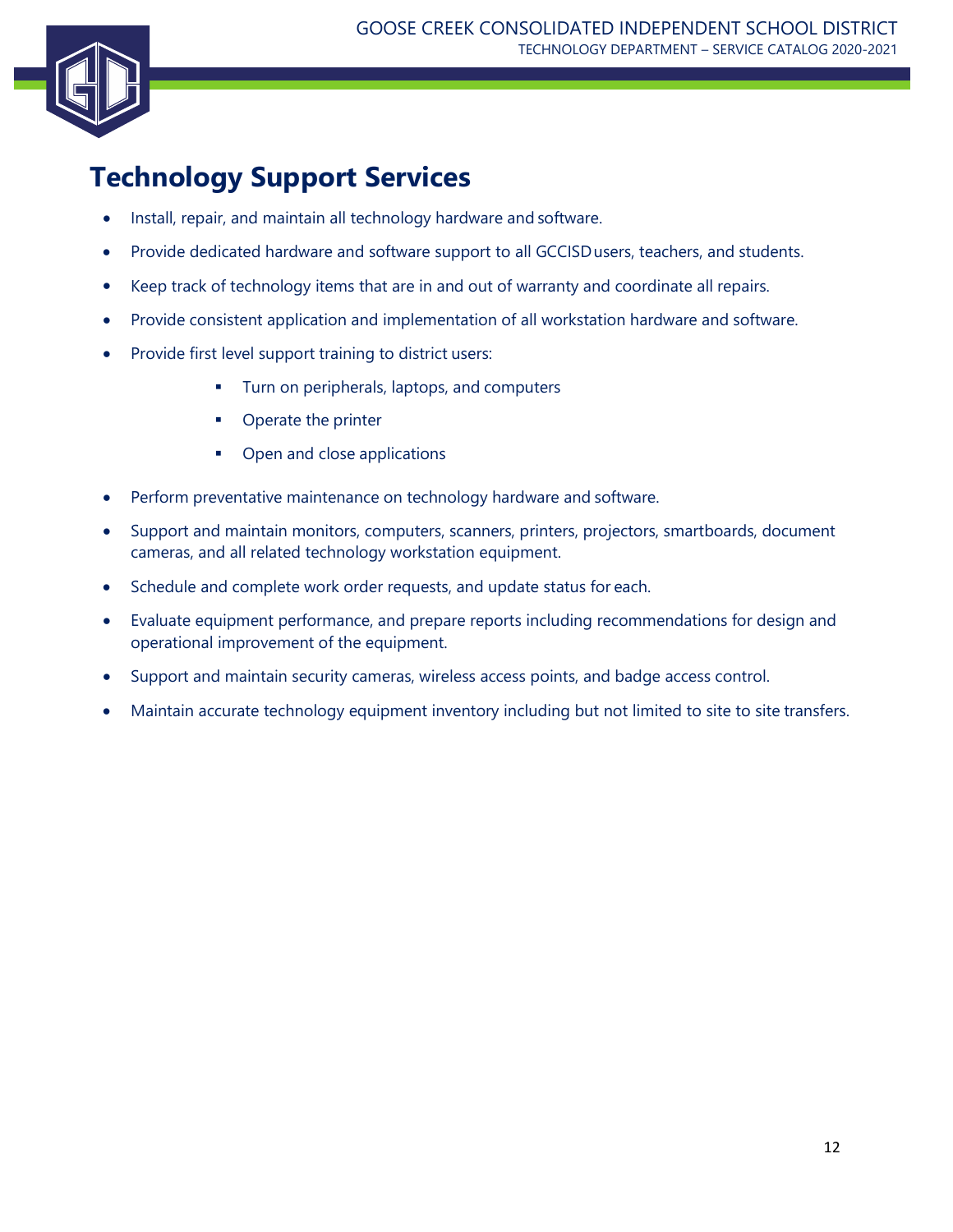# Technology Support Services

- Install, repair, and maintain all technology hardware and software.
- Provide dedicated hardware and software support to all GCCISD users, teachers, and students.
- Keep track of technology items that are in and out of warranty and coordinate all repairs.
- Provide consistent application and implementation of all workstation hardware and software.
- Provide first level support training to district users:
    - Turn on peripherals, laptops, and computers
    - Operate the printer
    - Open and close applications
- Perform preventative maintenance on technology hardware and software.
- Support and maintain monitors, computers, scanners, printers, projectors, smartboards, document cameras, and all related technology workstation equipment.
- Schedule and complete work order requests, and update status for each.
- Evaluate equipment performance, and prepare reports including recommendations for design and operational improvement of the equipment.
- Support and maintain security cameras, wireless access points, and badge access control.
- Maintain accurate technology equipment inventory including but not limited to site to site transfers.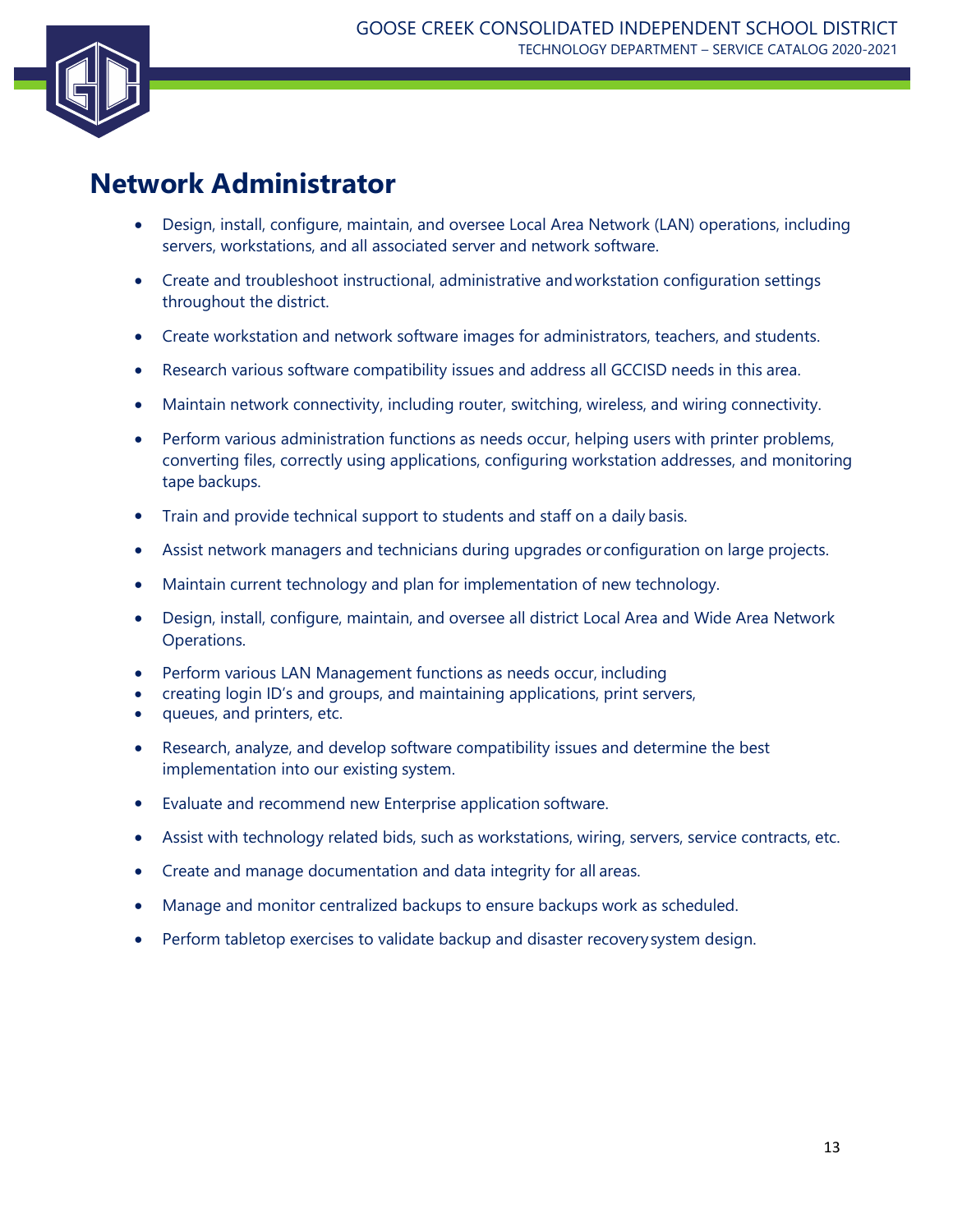# Network Administrator

- Design, install, configure, maintain, and oversee Local Area Network (LAN) operations, including servers, workstations, and all associated server and network software.
- Create and troubleshoot instructional, administrative and workstation configuration settings throughout the district.
- Create workstation and network software images for administrators, teachers, and students.
- Research various software compatibility issues and address all GCCISD needs in this area.
- Maintain network connectivity, including router, switching, wireless, and wiring connectivity.
- Perform various administration functions as needs occur, helping users with printer problems, converting files, correctly using applications, configuring workstation addresses, and monitoring tape backups.
- Train and provide technical support to students and staff on a daily basis.
- Assist network managers and technicians during upgrades or configuration on large projects.
- Maintain current technology and plan for implementation of new technology.
- Design, install, configure, maintain, and oversee all district Local Area and Wide Area Network Operations.
- Perform various LAN Management functions as needs occur, including
- creating login ID's and groups, and maintaining applications, print servers,
- queues, and printers, etc.
- Research, analyze, and develop software compatibility issues and determine the best implementation into our existing system.
- Evaluate and recommend new Enterprise application software.
- Assist with technology related bids, such as workstations, wiring, servers, service contracts, etc.
- Create and manage documentation and data integrity for all areas.
- Manage and monitor centralized backups to ensure backups work as scheduled.
- Perform tabletop exercises to validate backup and disaster recovery system design.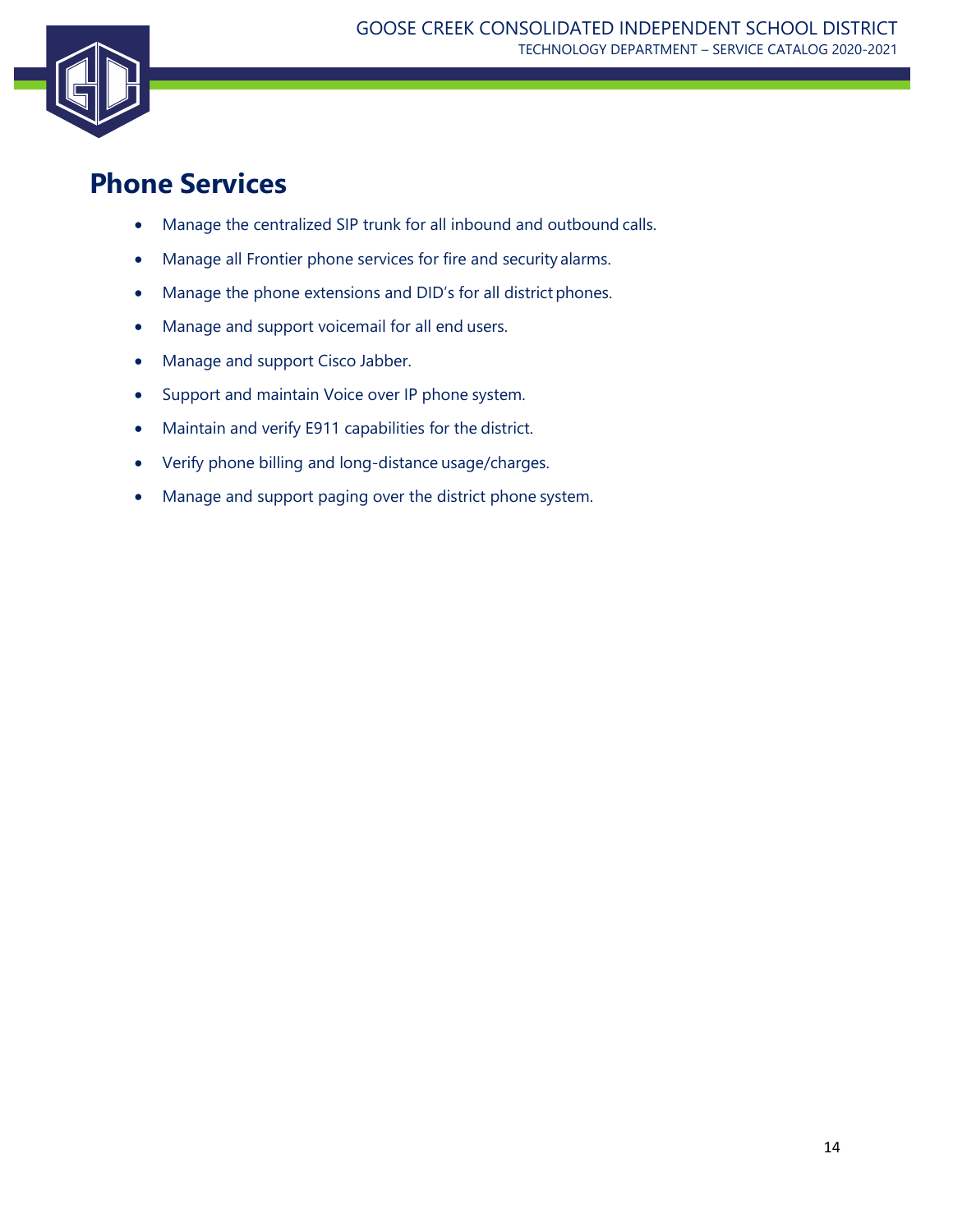# Phone Services

- Manage the centralized SIP trunk for all inbound and outbound calls.
- Manage all Frontier phone services for fire and security alarms.
- Manage the phone extensions and DID's for all district phones.
- Manage and support voicemail for all end users.
- Manage and support Cisco Jabber.
- Support and maintain Voice over IP phone system.
- Maintain and verify E911 capabilities for the district.
- Verify phone billing and long-distance usage/charges.
- Manage and support paging over the district phone system.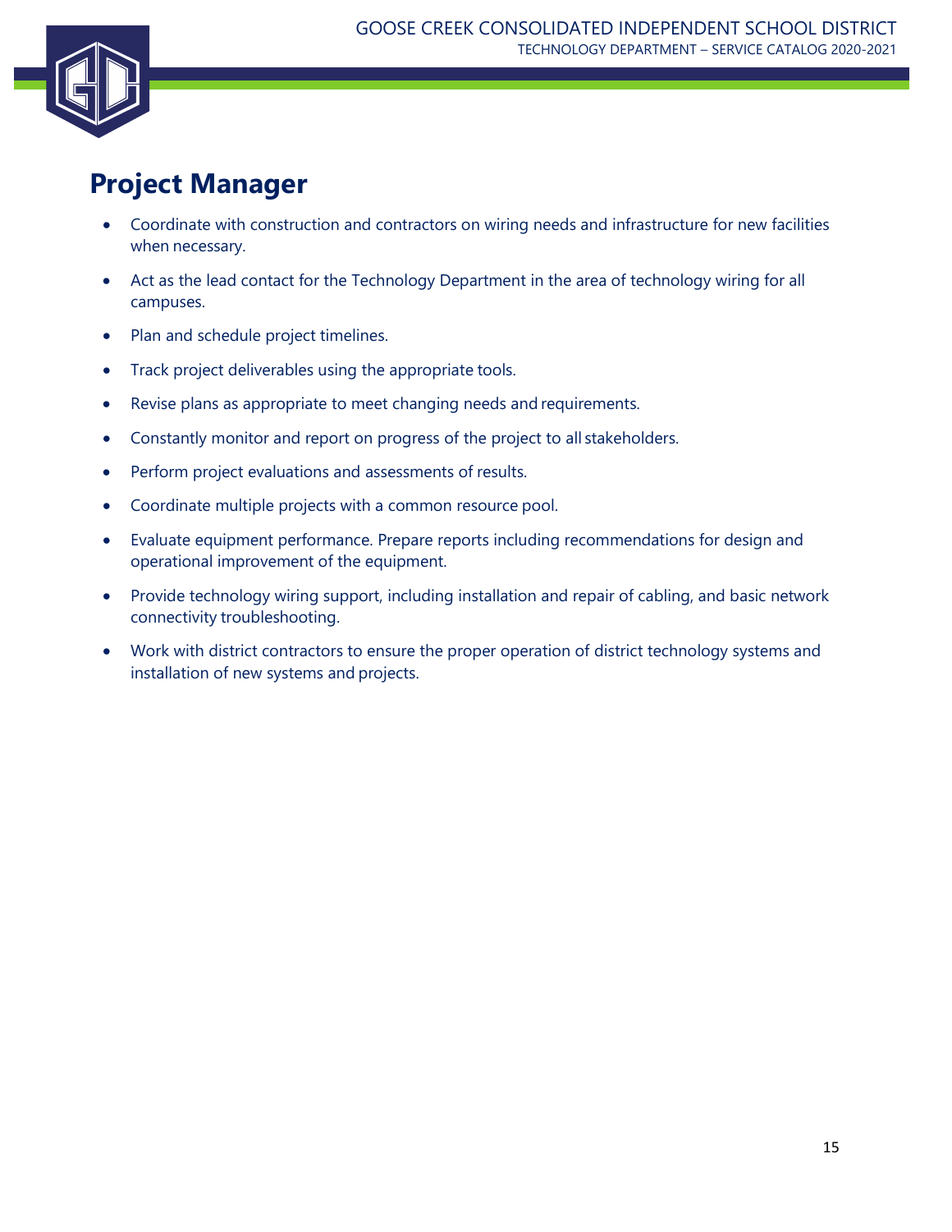## Project Manager

- Coordinate with construction and contractors on wiring needs and infrastructure for new facilities when necessary.
- Act as the lead contact for the Technology Department in the area of technology wiring for all campuses.
- Plan and schedule project timelines.
- Track project deliverables using the appropriate tools.
- Revise plans as appropriate to meet changing needs and requirements.
- Constantly monitor and report on progress of the project to all stakeholders.
- Perform project evaluations and assessments of results.
- Coordinate multiple projects with a common resource pool.
- Evaluate equipment performance. Prepare reports including recommendations for design and operational improvement of the equipment.
- Provide technology wiring support, including installation and repair of cabling, and basic network connectivity troubleshooting.
- Work with district contractors to ensure the proper operation of district technology systems and installation of new systems and projects.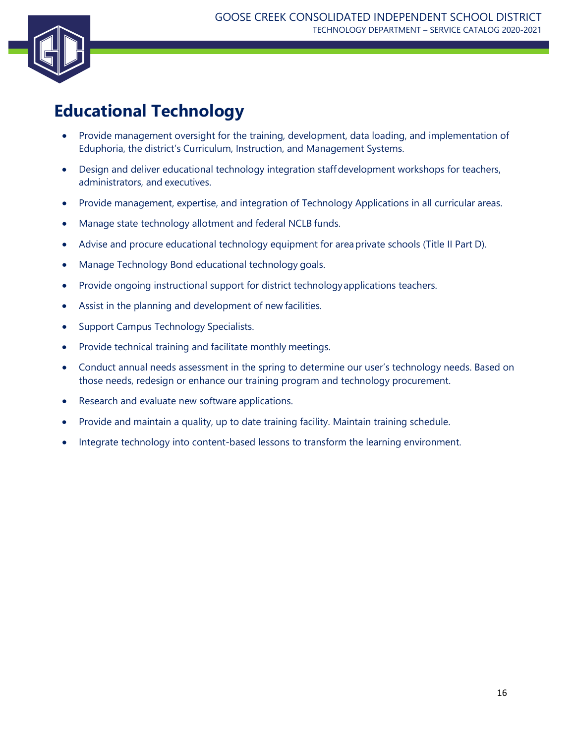# Educational Technology

- Provide management oversight for the training, development, data loading, and implementation of Eduphoria, the district's Curriculum, Instruction, and Management Systems.
- Design and deliver educational technology integration staff development workshops for teachers, administrators, and executives.
- Provide management, expertise, and integration of Technology Applications in all curricular areas.
- Manage state technology allotment and federal NCLB funds.
- Advise and procure educational technology equipment for area private schools (Title II Part D).
- Manage Technology Bond educational technology goals.
- Provide ongoing instructional support for district technology applications teachers.
- Assist in the planning and development of new facilities.
- Support Campus Technology Specialists.
- Provide technical training and facilitate monthly meetings.
- Conduct annual needs assessment in the spring to determine our user's technology needs. Based on those needs, redesign or enhance our training program and technology procurement.
- Research and evaluate new software applications.
- Provide and maintain a quality, up to date training facility. Maintain training schedule.
- Integrate technology into content-based lessons to transform the learning environment.